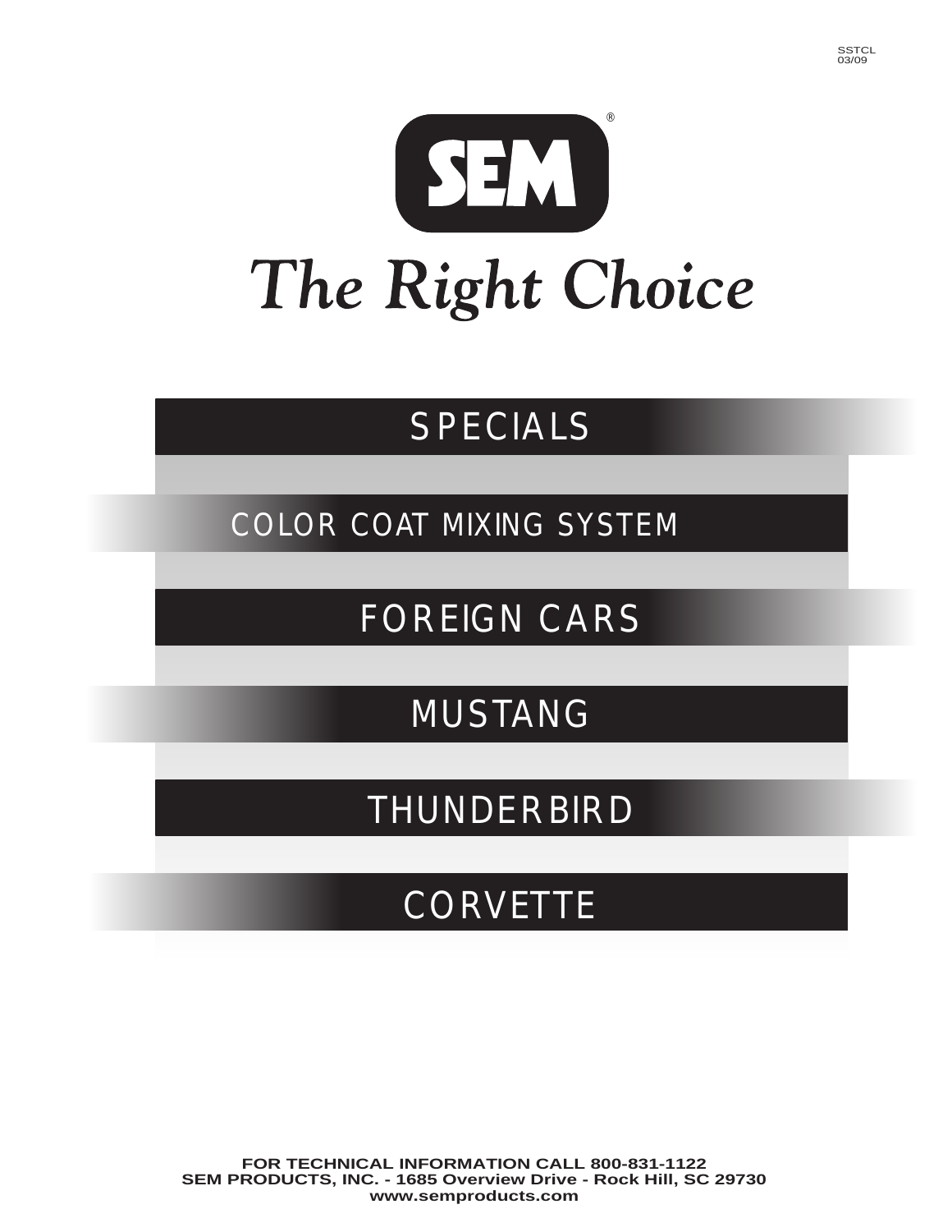SSTCL
03/09

# SEM®

## *The Right Choice*

## SPECIALS

## COLOR COAT MIXING SYSTEM

## FOREIGN CARS

## MUSTANG

## THUNDERBIRD

## CORVETTE

**FOR TECHNICAL INFORMATION CALL 800-831-1122**
**SEM PRODUCTS, INC. - 1685 Overview Drive - Rock Hill, SC 29730**
**www.semproducts.com**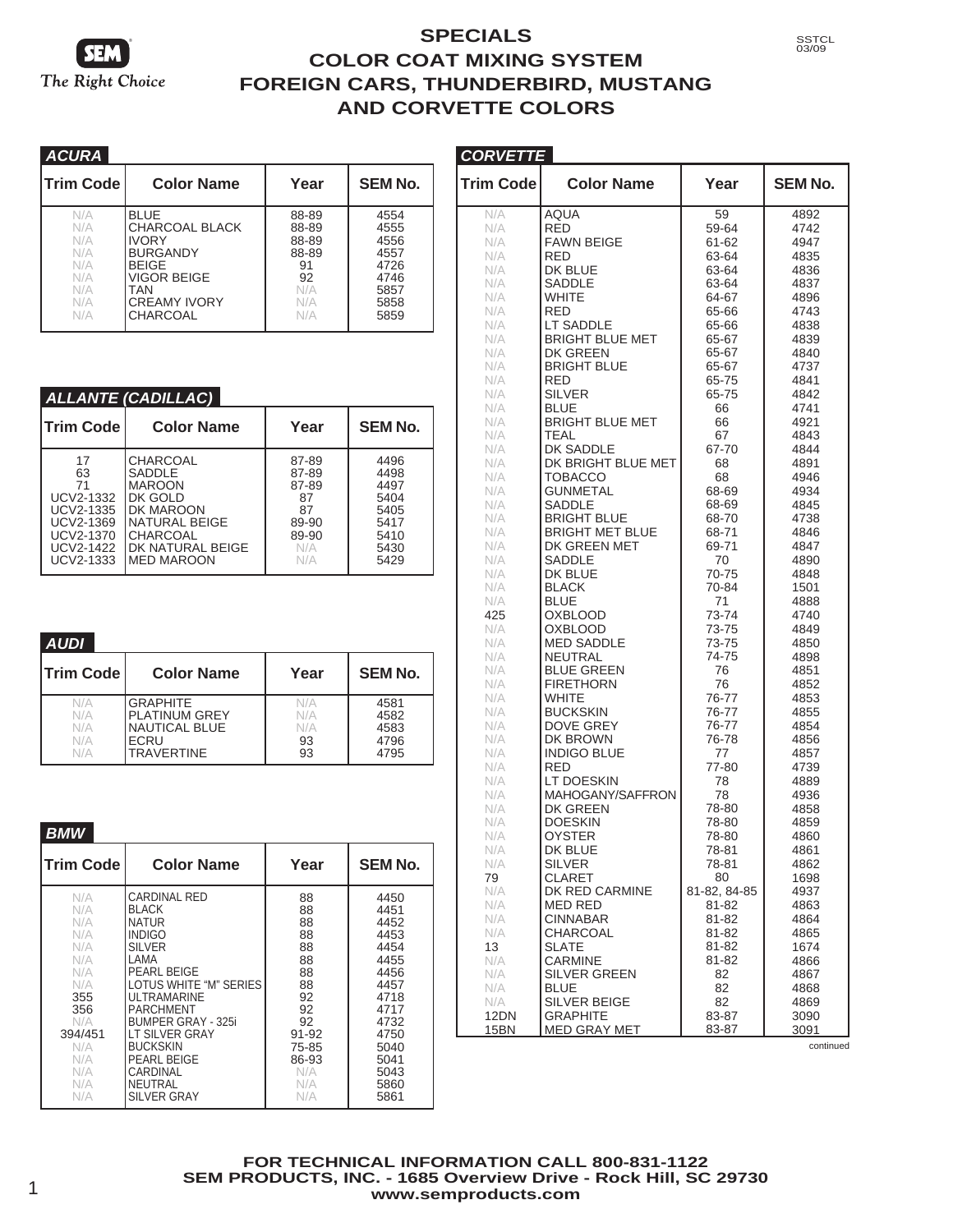# SPECIALS
## COLOR COAT MIXING SYSTEM
## FOREIGN CARS, THUNDERBIRD, MUSTANG AND CORVETTE COLORS

SSTCL 03/09

### ACURA

| Trim Code | Color Name | Year | SEM No. |
|---|---|---|---|
| N/A | BLUE | 88-89 | 4554 |
| N/A | CHARCOAL BLACK | 88-89 | 4555 |
| N/A | IVORY | 88-89 | 4556 |
| N/A | BURGANDY | 88-89 | 4557 |
| N/A | BEIGE | 91 | 4726 |
| N/A | VIGOR BEIGE | 92 | 4746 |
| N/A | TAN | N/A | 5857 |
| N/A | CREAMY IVORY | N/A | 5858 |
| N/A | CHARCOAL | N/A | 5859 |

### ALLANTE (CADILLAC)

| Trim Code | Color Name | Year | SEM No. |
|---|---|---|---|
| 17 | CHARCOAL | 87-89 | 4496 |
| 63 | SADDLE | 87-89 | 4498 |
| 71 | MAROON | 87-89 | 4497 |
| UCV2-1332 | DK GOLD | 87 | 5404 |
| UCV2-1335 | DK MAROON | 87 | 5405 |
| UCV2-1369 | NATURAL BEIGE | 89-90 | 5417 |
| UCV2-1370 | CHARCOAL | 89-90 | 5410 |
| UCV2-1422 | DK NATURAL BEIGE | N/A | 5430 |
| UCV2-1333 | MED MAROON | N/A | 5429 |

### AUDI

| Trim Code | Color Name | Year | SEM No. |
|---|---|---|---|
| N/A | GRAPHITE | N/A | 4581 |
| N/A | PLATINUM GREY | N/A | 4582 |
| N/A | NAUTICAL BLUE | N/A | 4583 |
| N/A | ECRU | 93 | 4796 |
| N/A | TRAVERTINE | 93 | 4795 |

### BMW

| Trim Code | Color Name | Year | SEM No. |
|---|---|---|---|
| N/A | CARDINAL RED | 88 | 4450 |
| N/A | BLACK | 88 | 4451 |
| N/A | NATUR | 88 | 4452 |
| N/A | INDIGO | 88 | 4453 |
| N/A | SILVER | 88 | 4454 |
| N/A | LAMA | 88 | 4455 |
| N/A | PEARL BEIGE | 88 | 4456 |
| N/A | LOTUS WHITE "M" SERIES | 88 | 4457 |
| 355 | ULTRAMARINE | 92 | 4718 |
| 356 | PARCHMENT | 92 | 4717 |
| N/A | BUMPER GRAY - 325i | 92 | 4732 |
| 394/451 | LT SILVER GRAY | 91-92 | 4750 |
| N/A | BUCKSKIN | 75-85 | 5040 |
| N/A | PEARL BEIGE | 86-93 | 5041 |
| N/A | CARDINAL | N/A | 5043 |
| N/A | NEUTRAL | N/A | 5860 |
| N/A | SILVER GRAY | N/A | 5861 |

### CORVETTE

| Trim Code | Color Name | Year | SEM No. |
|---|---|---|---|
| N/A | AQUA | 59 | 4892 |
| N/A | RED | 59-64 | 4742 |
| N/A | FAWN BEIGE | 61-62 | 4947 |
| N/A | RED | 63-64 | 4835 |
| N/A | DK BLUE | 63-64 | 4836 |
| N/A | SADDLE | 63-64 | 4837 |
| N/A | WHITE | 64-67 | 4896 |
| N/A | RED | 65-66 | 4743 |
| N/A | LT SADDLE | 65-66 | 4838 |
| N/A | BRIGHT BLUE MET | 65-67 | 4839 |
| N/A | DK GREEN | 65-67 | 4840 |
| N/A | BRIGHT BLUE | 65-67 | 4737 |
| N/A | RED | 65-75 | 4841 |
| N/A | SILVER | 65-75 | 4842 |
| N/A | BLUE | 66 | 4741 |
| N/A | BRIGHT BLUE MET | 66 | 4921 |
| N/A | TEAL | 67 | 4843 |
| N/A | DK SADDLE | 67-70 | 4844 |
| N/A | DK BRIGHT BLUE MET | 68 | 4891 |
| N/A | TOBACCO | 68 | 4946 |
| N/A | GUNMETAL | 68-69 | 4934 |
| N/A | SADDLE | 68-69 | 4845 |
| N/A | BRIGHT BLUE | 68-70 | 4738 |
| N/A | BRIGHT MET BLUE | 68-71 | 4846 |
| N/A | DK GREEN MET | 69-71 | 4847 |
| N/A | SADDLE | 70 | 4890 |
| N/A | DK BLUE | 70-75 | 4848 |
| N/A | BLACK | 70-84 | 1501 |
| N/A | BLUE | 71 | 4888 |
| 425 | OXBLOOD | 73-74 | 4740 |
| N/A | OXBLOOD | 73-75 | 4849 |
| N/A | MED SADDLE | 73-75 | 4850 |
| N/A | NEUTRAL | 74-75 | 4898 |
| N/A | BLUE GREEN | 76 | 4851 |
| N/A | FIRETHORN | 76 | 4852 |
| N/A | WHITE | 76-77 | 4853 |
| N/A | BUCKSKIN | 76-77 | 4855 |
| N/A | DOVE GREY | 76-77 | 4854 |
| N/A | DK BROWN | 76-78 | 4856 |
| N/A | INDIGO BLUE | 77 | 4857 |
| N/A | RED | 77-80 | 4739 |
| N/A | LT DOESKIN | 78 | 4889 |
| N/A | MAHOGANY/SAFFRON | 78 | 4936 |
| N/A | DK GREEN | 78-80 | 4858 |
| N/A | DOESKIN | 78-80 | 4859 |
| N/A | OYSTER | 78-80 | 4860 |
| N/A | DK BLUE | 78-81 | 4861 |
| N/A | SILVER | 78-81 | 4862 |
| 79 | CLARET | 80 | 1698 |
| N/A | DK RED CARMINE | 81-82, 84-85 | 4937 |
| N/A | MED RED | 81-82 | 4863 |
| N/A | CINNABAR | 81-82 | 4864 |
| N/A | CHARCOAL | 81-82 | 4865 |
| 13 | SLATE | 81-82 | 1674 |
| N/A | CARMINE | 81-82 | 4866 |
| N/A | SILVER GREEN | 82 | 4867 |
| N/A | BLUE | 82 | 4868 |
| N/A | SILVER BEIGE | 82 | 4869 |
| 12DN | GRAPHITE | 83-87 | 3090 |
| 15BN | MED GRAY MET | 83-87 | 3091 |

continued

**FOR TECHNICAL INFORMATION CALL 800-831-1122**
**SEM PRODUCTS, INC. - 1685 Overview Drive - Rock Hill, SC 29730**
**www.semproducts.com**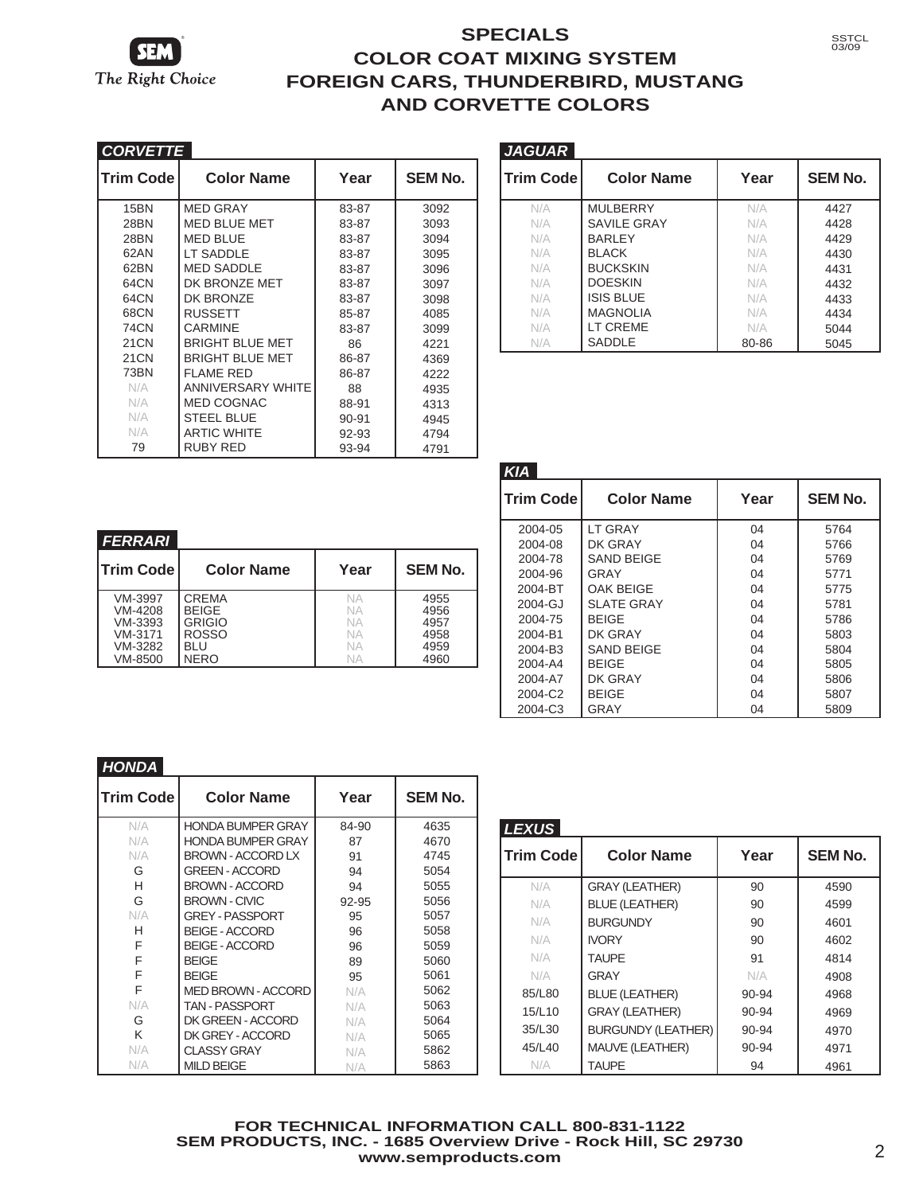# SPECIALS
## COLOR COAT MIXING SYSTEM
## FOREIGN CARS, THUNDERBIRD, MUSTANG AND CORVETTE COLORS

### CORVETTE

| Trim Code | Color Name | Year | SEM No. |
|---|---|---|---|
| 15BN | MED GRAY | 83-87 | 3092 |
| 28BN | MED BLUE MET | 83-87 | 3093 |
| 28BN | MED BLUE | 83-87 | 3094 |
| 62AN | LT SADDLE | 83-87 | 3095 |
| 62BN | MED SADDLE | 83-87 | 3096 |
| 64CN | DK BRONZE MET | 83-87 | 3097 |
| 64CN | DK BRONZE | 83-87 | 3098 |
| 68CN | RUSSETT | 85-87 | 4085 |
| 74CN | CARMINE | 83-87 | 3099 |
| 21CN | BRIGHT BLUE MET | 86 | 4221 |
| 21CN | BRIGHT BLUE MET | 86-87 | 4369 |
| 73BN | FLAME RED | 86-87 | 4222 |
| N/A | ANNIVERSARY WHITE | 88 | 4935 |
| N/A | MED COGNAC | 88-91 | 4313 |
| N/A | STEEL BLUE | 90-91 | 4945 |
| N/A | ARTIC WHITE | 92-93 | 4794 |
| 79 | RUBY RED | 93-94 | 4791 |

### JAGUAR

| Trim Code | Color Name | Year | SEM No. |
|---|---|---|---|
| N/A | MULBERRY | N/A | 4427 |
| N/A | SAVILE GRAY | N/A | 4428 |
| N/A | BARLEY | N/A | 4429 |
| N/A | BLACK | N/A | 4430 |
| N/A | BUCKSKIN | N/A | 4431 |
| N/A | DOESKIN | N/A | 4432 |
| N/A | ISIS BLUE | N/A | 4433 |
| N/A | MAGNOLIA | N/A | 4434 |
| N/A | LT CREME | N/A | 5044 |
| N/A | SADDLE | 80-86 | 5045 |

### KIA

| Trim Code | Color Name | Year | SEM No. |
|---|---|---|---|
| 2004-05 | LT GRAY | 04 | 5764 |
| 2004-08 | DK GRAY | 04 | 5766 |
| 2004-78 | SAND BEIGE | 04 | 5769 |
| 2004-96 | GRAY | 04 | 5771 |
| 2004-BT | OAK BEIGE | 04 | 5775 |
| 2004-GJ | SLATE GRAY | 04 | 5781 |
| 2004-75 | BEIGE | 04 | 5786 |
| 2004-B1 | DK GRAY | 04 | 5803 |
| 2004-B3 | SAND BEIGE | 04 | 5804 |
| 2004-A4 | BEIGE | 04 | 5805 |
| 2004-A7 | DK GRAY | 04 | 5806 |
| 2004-C2 | BEIGE | 04 | 5807 |
| 2004-C3 | GRAY | 04 | 5809 |

### FERRARI

| Trim Code | Color Name | Year | SEM No. |
|---|---|---|---|
| VM-3997 | CREMA | NA | 4955 |
| VM-4208 | BEIGE | NA | 4956 |
| VM-3393 | GRIGIO | NA | 4957 |
| VM-3171 | ROSSO | NA | 4958 |
| VM-3282 | BLU | NA | 4959 |
| VM-8500 | NERO | NA | 4960 |

### HONDA

| Trim Code | Color Name | Year | SEM No. |
|---|---|---|---|
| N/A | HONDA BUMPER GRAY | 84-90 | 4635 |
| N/A | HONDA BUMPER GRAY | 87 | 4670 |
| N/A | BROWN - ACCORD LX | 91 | 4745 |
| G | GREEN - ACCORD | 94 | 5054 |
| H | BROWN - ACCORD | 94 | 5055 |
| G | BROWN - CIVIC | 92-95 | 5056 |
| N/A | GREY - PASSPORT | 95 | 5057 |
| H | BEIGE - ACCORD | 96 | 5058 |
| F | BEIGE - ACCORD | 96 | 5059 |
| F | BEIGE | 89 | 5060 |
| F | BEIGE | 95 | 5061 |
| F | MED BROWN - ACCORD | N/A | 5062 |
| N/A | TAN - PASSPORT | N/A | 5063 |
| G | DK GREEN - ACCORD | N/A | 5064 |
| K | DK GREY - ACCORD | N/A | 5065 |
| N/A | CLASSY GRAY | N/A | 5862 |
| N/A | MILD BEIGE | N/A | 5863 |

### LEXUS

| Trim Code | Color Name | Year | SEM No. |
|---|---|---|---|
| N/A | GRAY (LEATHER) | 90 | 4590 |
| N/A | BLUE (LEATHER) | 90 | 4599 |
| N/A | BURGUNDY | 90 | 4601 |
| N/A | IVORY | 90 | 4602 |
| N/A | TAUPE | 91 | 4814 |
| N/A | GRAY | N/A | 4908 |
| 85/L80 | BLUE (LEATHER) | 90-94 | 4968 |
| 15/L10 | GRAY (LEATHER) | 90-94 | 4969 |
| 35/L30 | BURGUNDY (LEATHER) | 90-94 | 4970 |
| 45/L40 | MAUVE (LEATHER) | 90-94 | 4971 |
| N/A | TAUPE | 94 | 4961 |

**FOR TECHNICAL INFORMATION CALL 800-831-1122**
**SEM PRODUCTS, INC. - 1685 Overview Drive - Rock Hill, SC 29730**
**www.semproducts.com**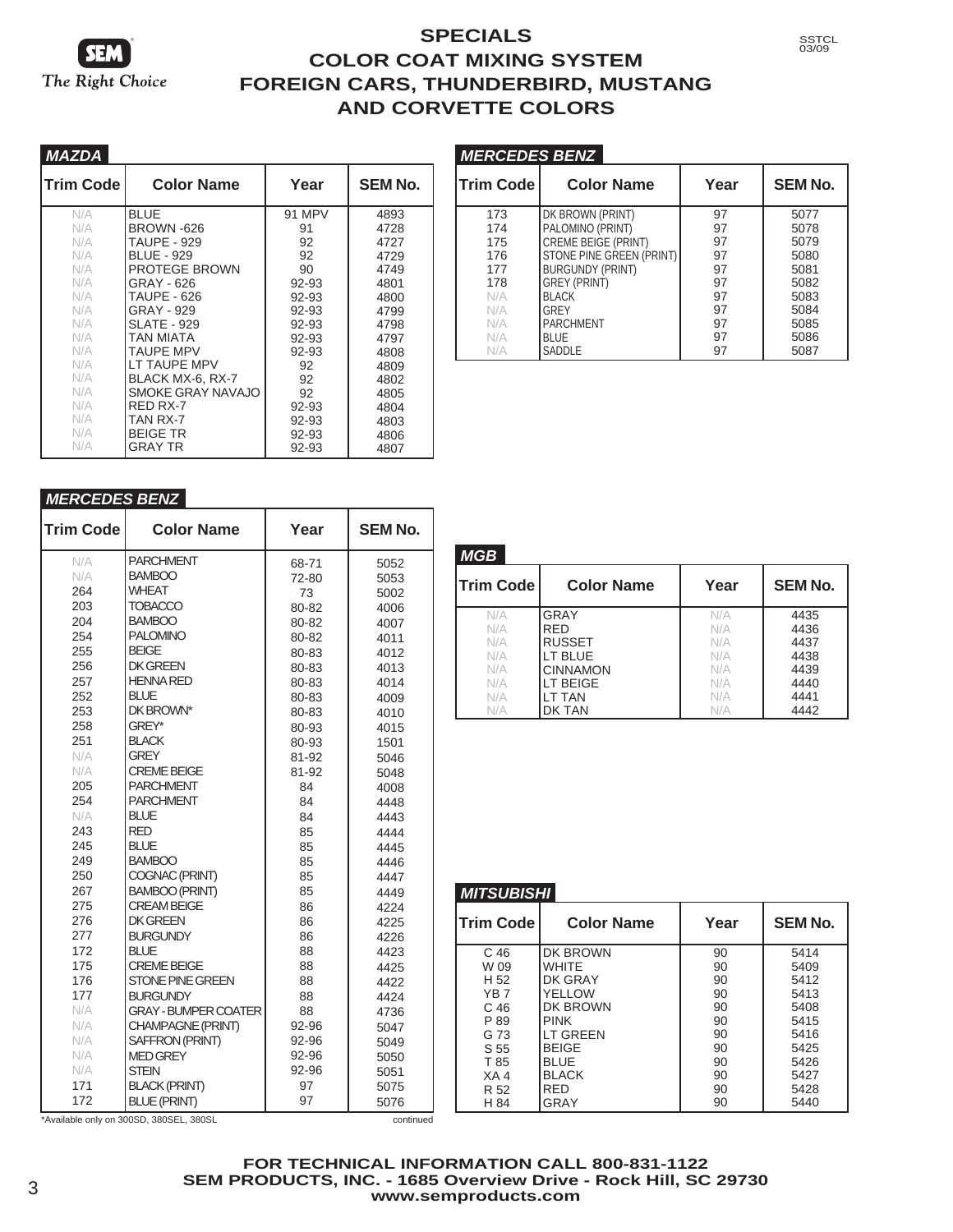# SPECIALS
## COLOR COAT MIXING SYSTEM
## FOREIGN CARS, THUNDERBIRD, MUSTANG AND CORVETTE COLORS

SSTCL 03/09

### MAZDA

| Trim Code | Color Name | Year | SEM No. |
|---|---|---|---|
| N/A | BLUE | 91 MPV | 4893 |
| N/A | BROWN -626 | 91 | 4728 |
| N/A | TAUPE - 929 | 92 | 4727 |
| N/A | BLUE - 929 | 92 | 4729 |
| N/A | PROTEGE BROWN | 90 | 4749 |
| N/A | GRAY - 626 | 92-93 | 4801 |
| N/A | TAUPE - 626 | 92-93 | 4800 |
| N/A | GRAY - 929 | 92-93 | 4799 |
| N/A | SLATE - 929 | 92-93 | 4798 |
| N/A | TAN MIATA | 92-93 | 4797 |
| N/A | TAUPE MPV | 92-93 | 4808 |
| N/A | LT TAUPE MPV | 92 | 4809 |
| N/A | BLACK MX-6, RX-7 | 92 | 4802 |
| N/A | SMOKE GRAY NAVAJO | 92 | 4805 |
| N/A | RED RX-7 | 92-93 | 4804 |
| N/A | TAN RX-7 | 92-93 | 4803 |
| N/A | BEIGE TR | 92-93 | 4806 |
| N/A | GRAY TR | 92-93 | 4807 |

### MERCEDES BENZ

| Trim Code | Color Name | Year | SEM No. |
|---|---|---|---|
| N/A | PARCHMENT | 68-71 | 5052 |
| N/A | BAMBOO | 72-80 | 5053 |
| 264 | WHEAT | 73 | 5002 |
| 203 | TOBACCO | 80-82 | 4006 |
| 204 | BAMBOO | 80-82 | 4007 |
| 254 | PALOMINO | 80-82 | 4011 |
| 255 | BEIGE | 80-83 | 4012 |
| 256 | DK GREEN | 80-83 | 4013 |
| 257 | HENNA RED | 80-83 | 4014 |
| 252 | BLUE | 80-83 | 4009 |
| 253 | DK BROWN* | 80-83 | 4010 |
| 258 | GREY* | 80-93 | 4015 |
| 251 | BLACK | 80-93 | 1501 |
| N/A | GREY | 81-92 | 5046 |
| N/A | CREME BEIGE | 81-92 | 5048 |
| 205 | PARCHMENT | 84 | 4008 |
| 254 | PARCHMENT | 84 | 4448 |
| N/A | BLUE | 84 | 4443 |
| 243 | RED | 85 | 4444 |
| 245 | BLUE | 85 | 4445 |
| 249 | BAMBOO | 85 | 4446 |
| 250 | COGNAC (PRINT) | 85 | 4447 |
| 267 | BAMBOO (PRINT) | 85 | 4449 |
| 275 | CREAM BEIGE | 86 | 4224 |
| 276 | DK GREEN | 86 | 4225 |
| 277 | BURGUNDY | 86 | 4226 |
| 172 | BLUE | 88 | 4423 |
| 175 | CREME BEIGE | 88 | 4425 |
| 176 | STONE PINE GREEN | 88 | 4422 |
| 177 | BURGUNDY | 88 | 4424 |
| N/A | GRAY - BUMPER COATER | 88 | 4736 |
| N/A | CHAMPAGNE (PRINT) | 92-96 | 5047 |
| N/A | SAFFRON (PRINT) | 92-96 | 5049 |
| N/A | MED GREY | 92-96 | 5050 |
| N/A | STEIN | 92-96 | 5051 |
| 171 | BLACK (PRINT) | 97 | 5075 |
| 172 | BLUE (PRINT) | 97 | 5076 |
| 173 | DK BROWN (PRINT) | 97 | 5077 |
| 174 | PALOMINO (PRINT) | 97 | 5078 |
| 175 | CREME BEIGE (PRINT) | 97 | 5079 |
| 176 | STONE PINE GREEN (PRINT) | 97 | 5080 |
| 177 | BURGUNDY (PRINT) | 97 | 5081 |
| 178 | GREY (PRINT) | 97 | 5082 |
| N/A | BLACK | 97 | 5083 |
| N/A | GREY | 97 | 5084 |
| N/A | PARCHMENT | 97 | 5085 |
| N/A | BLUE | 97 | 5086 |
| N/A | SADDLE | 97 | 5087 |

*Available only on 300SD, 380SEL, 380SL

### MGB

| Trim Code | Color Name | Year | SEM No. |
|---|---|---|---|
| N/A | GRAY | N/A | 4435 |
| N/A | RED | N/A | 4436 |
| N/A | RUSSET | N/A | 4437 |
| N/A | LT BLUE | N/A | 4438 |
| N/A | CINNAMON | N/A | 4439 |
| N/A | LT BEIGE | N/A | 4440 |
| N/A | LT TAN | N/A | 4441 |
| N/A | DK TAN | N/A | 4442 |

### MITSUBISHI

| Trim Code | Color Name | Year | SEM No. |
|---|---|---|---|
| C 46 | DK BROWN | 90 | 5414 |
| W 09 | WHITE | 90 | 5409 |
| H 52 | DK GRAY | 90 | 5412 |
| YB 7 | YELLOW | 90 | 5413 |
| C 46 | DK BROWN | 90 | 5408 |
| P 89 | PINK | 90 | 5415 |
| G 73 | LT GREEN | 90 | 5416 |
| S 55 | BEIGE | 90 | 5425 |
| T 85 | BLUE | 90 | 5426 |
| XA 4 | BLACK | 90 | 5427 |
| R 52 | RED | 90 | 5428 |
| H 84 | GRAY | 90 | 5440 |

**FOR TECHNICAL INFORMATION CALL 800-831-1122**
**SEM PRODUCTS, INC. - 1685 Overview Drive - Rock Hill, SC 29730**
**www.semproducts.com**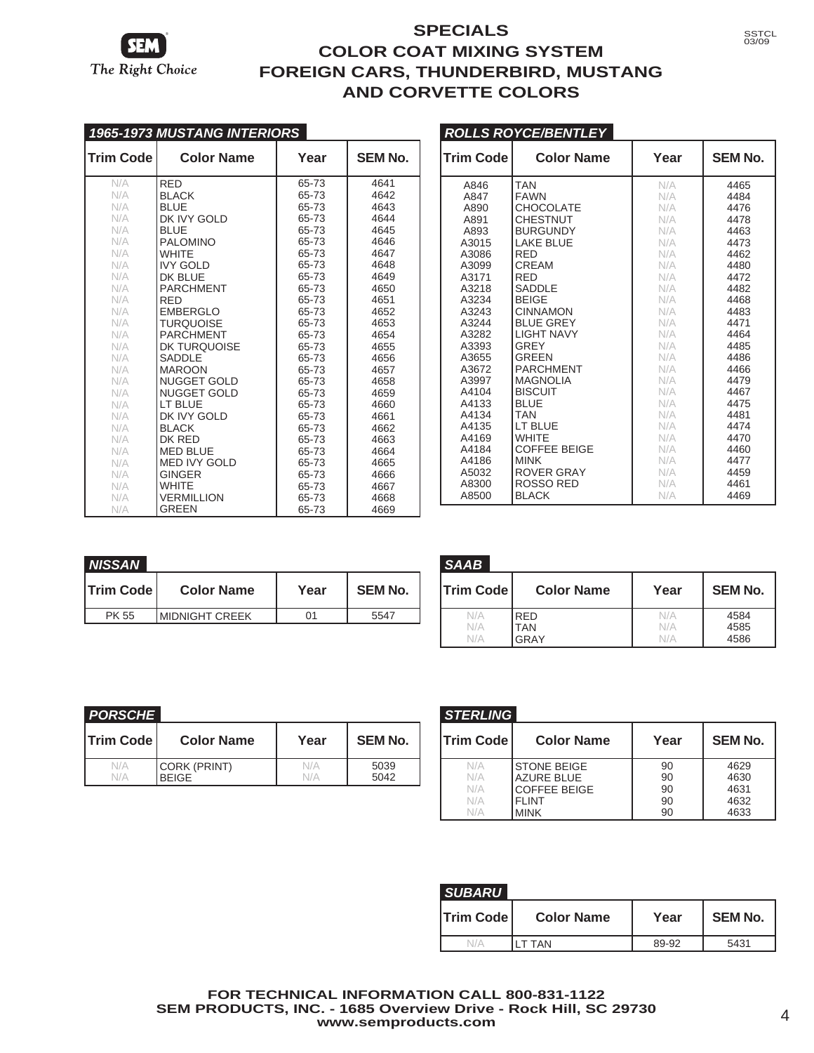# SPECIALS
## COLOR COAT MIXING SYSTEM
## FOREIGN CARS, THUNDERBIRD, MUSTANG AND CORVETTE COLORS

### 1965-1973 MUSTANG INTERIORS

| Trim Code | Color Name | Year | SEM No. |
|---|---|---|---|
| N/A | RED | 65-73 | 4641 |
| N/A | BLACK | 65-73 | 4642 |
| N/A | BLUE | 65-73 | 4643 |
| N/A | DK IVY GOLD | 65-73 | 4644 |
| N/A | BLUE | 65-73 | 4645 |
| N/A | PALOMINO | 65-73 | 4646 |
| N/A | WHITE | 65-73 | 4647 |
| N/A | IVY GOLD | 65-73 | 4648 |
| N/A | DK BLUE | 65-73 | 4649 |
| N/A | PARCHMENT | 65-73 | 4650 |
| N/A | RED | 65-73 | 4651 |
| N/A | EMBERGLO | 65-73 | 4652 |
| N/A | TURQUOISE | 65-73 | 4653 |
| N/A | PARCHMENT | 65-73 | 4654 |
| N/A | DK TURQUOISE | 65-73 | 4655 |
| N/A | SADDLE | 65-73 | 4656 |
| N/A | MAROON | 65-73 | 4657 |
| N/A | NUGGET GOLD | 65-73 | 4658 |
| N/A | NUGGET GOLD | 65-73 | 4659 |
| N/A | LT BLUE | 65-73 | 4660 |
| N/A | DK IVY GOLD | 65-73 | 4661 |
| N/A | BLACK | 65-73 | 4662 |
| N/A | DK RED | 65-73 | 4663 |
| N/A | MED BLUE | 65-73 | 4664 |
| N/A | MED IVY GOLD | 65-73 | 4665 |
| N/A | GINGER | 65-73 | 4666 |
| N/A | WHITE | 65-73 | 4667 |
| N/A | VERMILLION | 65-73 | 4668 |
| N/A | GREEN | 65-73 | 4669 |

### ROLLS ROYCE/BENTLEY

| Trim Code | Color Name | Year | SEM No. |
|---|---|---|---|
| A846 | TAN | N/A | 4465 |
| A847 | FAWN | N/A | 4484 |
| A890 | CHOCOLATE | N/A | 4476 |
| A891 | CHESTNUT | N/A | 4478 |
| A893 | BURGUNDY | N/A | 4463 |
| A3015 | LAKE BLUE | N/A | 4473 |
| A3086 | RED | N/A | 4462 |
| A3099 | CREAM | N/A | 4480 |
| A3171 | RED | N/A | 4472 |
| A3218 | SADDLE | N/A | 4482 |
| A3234 | BEIGE | N/A | 4468 |
| A3243 | CINNAMON | N/A | 4483 |
| A3244 | BLUE GREY | N/A | 4471 |
| A3282 | LIGHT NAVY | N/A | 4464 |
| A3393 | GREY | N/A | 4485 |
| A3655 | GREEN | N/A | 4486 |
| A3672 | PARCHMENT | N/A | 4466 |
| A3997 | MAGNOLIA | N/A | 4479 |
| A4104 | BISCUIT | N/A | 4467 |
| A4133 | BLUE | N/A | 4475 |
| A4134 | TAN | N/A | 4481 |
| A4135 | LT BLUE | N/A | 4474 |
| A4169 | WHITE | N/A | 4470 |
| A4184 | COFFEE BEIGE | N/A | 4460 |
| A4186 | MINK | N/A | 4477 |
| A5032 | ROVER GRAY | N/A | 4459 |
| A8300 | ROSSO RED | N/A | 4461 |
| A8500 | BLACK | N/A | 4469 |

### NISSAN

| Trim Code | Color Name | Year | SEM No. |
|---|---|---|---|
| PK 55 | MIDNIGHT CREEK | 01 | 5547 |

### SAAB

| Trim Code | Color Name | Year | SEM No. |
|---|---|---|---|
| N/A | RED | N/A | 4584 |
| N/A | TAN | N/A | 4585 |
| N/A | GRAY | N/A | 4586 |

### PORSCHE

| Trim Code | Color Name | Year | SEM No. |
|---|---|---|---|
| N/A | CORK (PRINT) | N/A | 5039 |
| N/A | BEIGE | N/A | 5042 |

### STERLING

| Trim Code | Color Name | Year | SEM No. |
|---|---|---|---|
| N/A | STONE BEIGE | 90 | 4629 |
| N/A | AZURE BLUE | 90 | 4630 |
| N/A | COFFEE BEIGE | 90 | 4631 |
| N/A | FLINT | 90 | 4632 |
| N/A | MINK | 90 | 4633 |

### SUBARU

| Trim Code | Color Name | Year | SEM No. |
|---|---|---|---|
| N/A | LT TAN | 89-92 | 5431 |

**FOR TECHNICAL INFORMATION CALL 800-831-1122**
**SEM PRODUCTS, INC. - 1685 Overview Drive - Rock Hill, SC 29730**
**www.semproducts.com**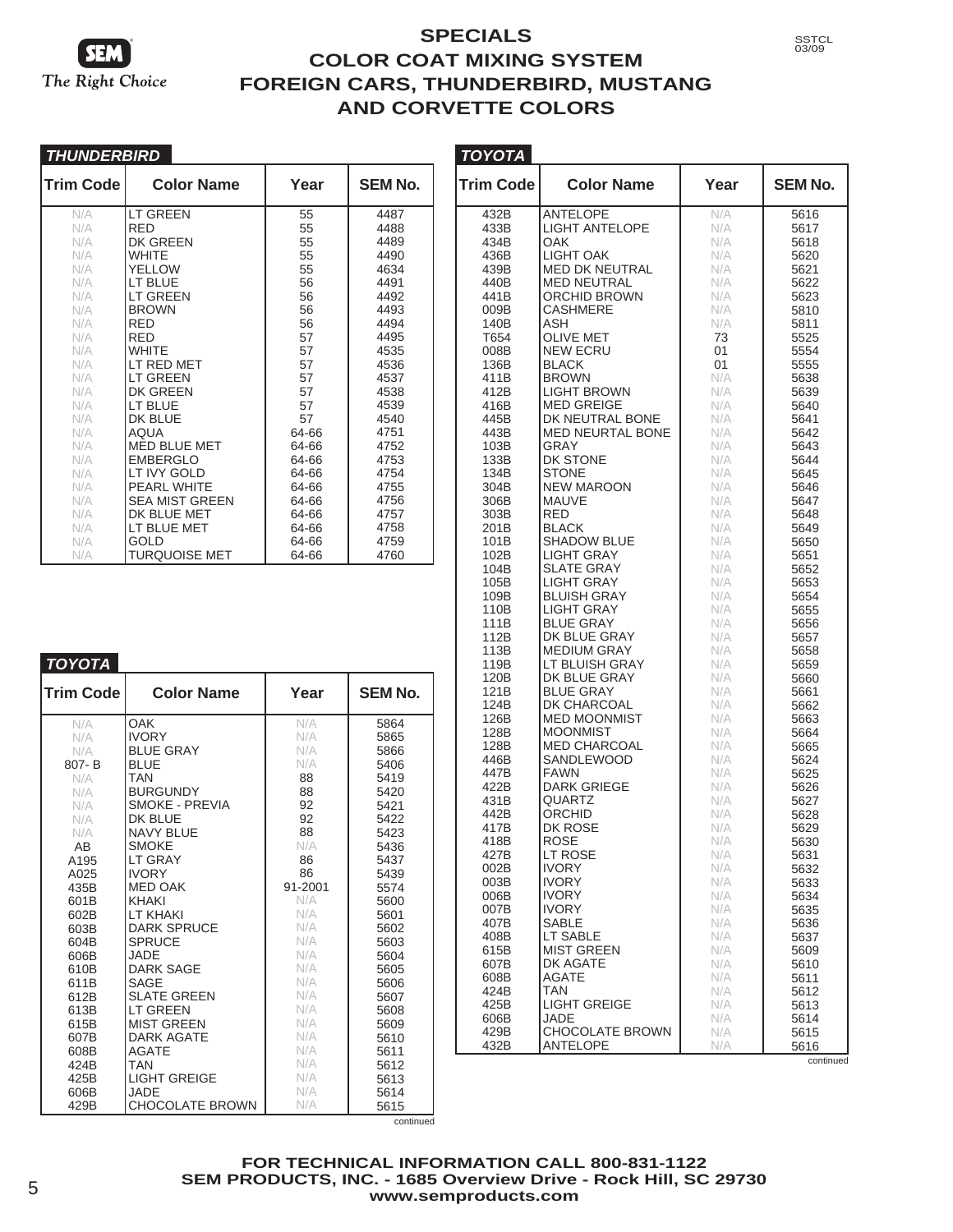# SPECIALS
## COLOR COAT MIXING SYSTEM
## FOREIGN CARS, THUNDERBIRD, MUSTANG AND CORVETTE COLORS

SSTCL 03/09

### THUNDERBIRD

| Trim Code | Color Name | Year | SEM No. |
|---|---|---|---|
| N/A | LT GREEN | 55 | 4487 |
| N/A | RED | 55 | 4488 |
| N/A | DK GREEN | 55 | 4489 |
| N/A | WHITE | 55 | 4490 |
| N/A | YELLOW | 55 | 4634 |
| N/A | LT BLUE | 56 | 4491 |
| N/A | LT GREEN | 56 | 4492 |
| N/A | BROWN | 56 | 4493 |
| N/A | RED | 56 | 4494 |
| N/A | RED | 57 | 4495 |
| N/A | WHITE | 57 | 4535 |
| N/A | LT RED MET | 57 | 4536 |
| N/A | LT GREEN | 57 | 4537 |
| N/A | DK GREEN | 57 | 4538 |
| N/A | LT BLUE | 57 | 4539 |
| N/A | DK BLUE | 57 | 4540 |
| N/A | AQUA | 64-66 | 4751 |
| N/A | MED BLUE MET | 64-66 | 4752 |
| N/A | EMBERGLO | 64-66 | 4753 |
| N/A | LT IVY GOLD | 64-66 | 4754 |
| N/A | PEARL WHITE | 64-66 | 4755 |
| N/A | SEA MIST GREEN | 64-66 | 4756 |
| N/A | DK BLUE MET | 64-66 | 4757 |
| N/A | LT BLUE MET | 64-66 | 4758 |
| N/A | GOLD | 64-66 | 4759 |
| N/A | TURQUOISE MET | 64-66 | 4760 |

### TOYOTA

| Trim Code | Color Name | Year | SEM No. |
|---|---|---|---|
| N/A | OAK | N/A | 5864 |
| N/A | IVORY | N/A | 5865 |
| N/A | BLUE GRAY | N/A | 5866 |
| 807- B | BLUE | N/A | 5406 |
| N/A | TAN | 88 | 5419 |
| N/A | BURGUNDY | 88 | 5420 |
| N/A | SMOKE - PREVIA | 92 | 5421 |
| N/A | DK BLUE | 92 | 5422 |
| N/A | NAVY BLUE | 88 | 5423 |
| AB | SMOKE | N/A | 5436 |
| A195 | LT GRAY | 86 | 5437 |
| A025 | IVORY | 86 | 5439 |
| 435B | MED OAK | 91-2001 | 5574 |
| 601B | KHAKI | N/A | 5600 |
| 602B | LT KHAKI | N/A | 5601 |
| 603B | DARK SPRUCE | N/A | 5602 |
| 604B | SPRUCE | N/A | 5603 |
| 606B | JADE | N/A | 5604 |
| 610B | DARK SAGE | N/A | 5605 |
| 611B | SAGE | N/A | 5606 |
| 612B | SLATE GREEN | N/A | 5607 |
| 613B | LT GREEN | N/A | 5608 |
| 615B | MIST GREEN | N/A | 5609 |
| 607B | DARK AGATE | N/A | 5610 |
| 608B | AGATE | N/A | 5611 |
| 424B | TAN | N/A | 5612 |
| 425B | LIGHT GREIGE | N/A | 5613 |
| 606B | JADE | N/A | 5614 |
| 429B | CHOCOLATE BROWN | N/A | 5615 |

continued

### TOYOTA

| Trim Code | Color Name | Year | SEM No. |
|---|---|---|---|
| 432B | ANTELOPE | N/A | 5616 |
| 433B | LIGHT ANTELOPE | N/A | 5617 |
| 434B | OAK | N/A | 5618 |
| 436B | LIGHT OAK | N/A | 5620 |
| 439B | MED DK NEUTRAL | N/A | 5621 |
| 440B | MED NEUTRAL | N/A | 5622 |
| 441B | ORCHID BROWN | N/A | 5623 |
| 009B | CASHMERE | N/A | 5810 |
| 140B | ASH | N/A | 5811 |
| T654 | OLIVE MET | 73 | 5525 |
| 008B | NEW ECRU | 01 | 5554 |
| 136B | BLACK | 01 | 5555 |
| 411B | BROWN | N/A | 5638 |
| 412B | LIGHT BROWN | N/A | 5639 |
| 416B | MED GREIGE | N/A | 5640 |
| 445B | DK NEUTRAL BONE | N/A | 5641 |
| 443B | MED NEURTAL BONE | N/A | 5642 |
| 103B | GRAY | N/A | 5643 |
| 133B | DK STONE | N/A | 5644 |
| 134B | STONE | N/A | 5645 |
| 304B | NEW MAROON | N/A | 5646 |
| 306B | MAUVE | N/A | 5647 |
| 303B | RED | N/A | 5648 |
| 201B | BLACK | N/A | 5649 |
| 101B | SHADOW BLUE | N/A | 5650 |
| 102B | LIGHT GRAY | N/A | 5651 |
| 104B | SLATE GRAY | N/A | 5652 |
| 105B | LIGHT GRAY | N/A | 5653 |
| 109B | BLUISH GRAY | N/A | 5654 |
| 110B | LIGHT GRAY | N/A | 5655 |
| 111B | BLUE GRAY | N/A | 5656 |
| 112B | DK BLUE GRAY | N/A | 5657 |
| 113B | MEDIUM GRAY | N/A | 5658 |
| 119B | LT BLUISH GRAY | N/A | 5659 |
| 120B | DK BLUE GRAY | N/A | 5660 |
| 121B | BLUE GRAY | N/A | 5661 |
| 124B | DK CHARCOAL | N/A | 5662 |
| 126B | MED MOONMIST | N/A | 5663 |
| 128B | MOONMIST | N/A | 5664 |
| 128B | MED CHARCOAL | N/A | 5665 |
| 446B | SANDLEWOOD | N/A | 5624 |
| 447B | FAWN | N/A | 5625 |
| 422B | DARK GRIEGE | N/A | 5626 |
| 431B | QUARTZ | N/A | 5627 |
| 442B | ORCHID | N/A | 5628 |
| 417B | DK ROSE | N/A | 5629 |
| 418B | ROSE | N/A | 5630 |
| 427B | LT ROSE | N/A | 5631 |
| 002B | IVORY | N/A | 5632 |
| 003B | IVORY | N/A | 5633 |
| 006B | IVORY | N/A | 5634 |
| 007B | IVORY | N/A | 5635 |
| 407B | SABLE | N/A | 5636 |
| 408B | LT SABLE | N/A | 5637 |
| 615B | MIST GREEN | N/A | 5609 |
| 607B | DK AGATE | N/A | 5610 |
| 608B | AGATE | N/A | 5611 |
| 424B | TAN | N/A | 5612 |
| 425B | LIGHT GREIGE | N/A | 5613 |
| 606B | JADE | N/A | 5614 |
| 429B | CHOCOLATE BROWN | N/A | 5615 |
| 432B | ANTELOPE | N/A | 5616 |

continued

**FOR TECHNICAL INFORMATION CALL 800-831-1122**
**SEM PRODUCTS, INC. - 1685 Overview Drive - Rock Hill, SC 29730**
**www.semproducts.com**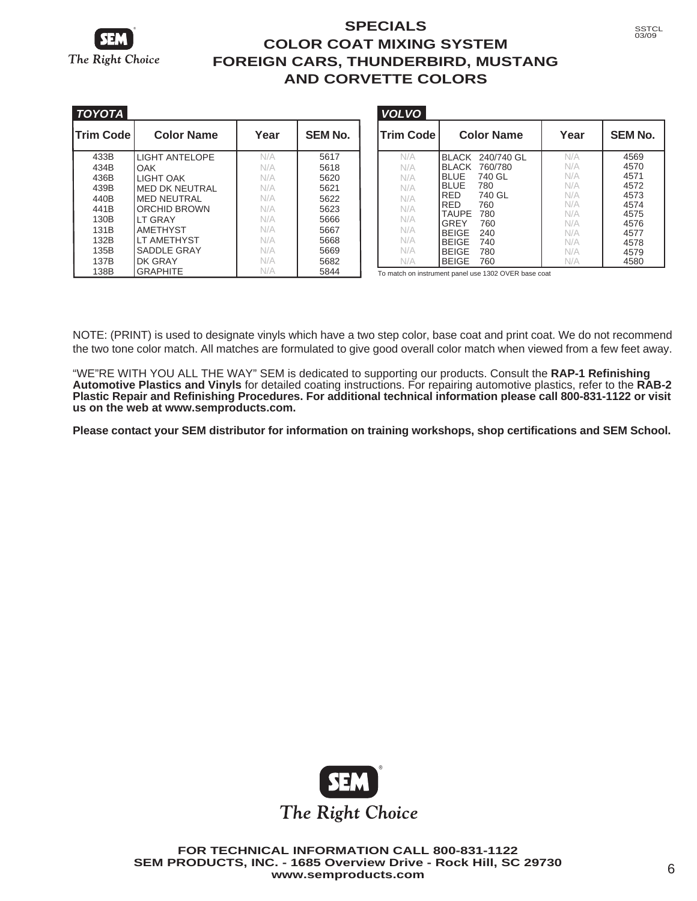# SPECIALS
## COLOR COAT MIXING SYSTEM
## FOREIGN CARS, THUNDERBIRD, MUSTANG AND CORVETTE COLORS

SSTCL
03/09

### TOYOTA

| Trim Code | Color Name | Year | SEM No. |
|---|---|---|---|
| 433B | LIGHT ANTELOPE | N/A | 5617 |
| 434B | OAK | N/A | 5618 |
| 436B | LIGHT OAK | N/A | 5620 |
| 439B | MED DK NEUTRAL | N/A | 5621 |
| 440B | MED NEUTRAL | N/A | 5622 |
| 441B | ORCHID BROWN | N/A | 5623 |
| 130B | LT GRAY | N/A | 5666 |
| 131B | AMETHYST | N/A | 5667 |
| 132B | LT AMETHYST | N/A | 5668 |
| 135B | SADDLE GRAY | N/A | 5669 |
| 137B | DK GRAY | N/A | 5682 |
| 138B | GRAPHITE | N/A | 5844 |

### VOLVO

| Trim Code | Color Name | Year | SEM No. |
|---|---|---|---|
| N/A | BLACK 240/740 GL | N/A | 4569 |
| N/A | BLACK 760/780 | N/A | 4570 |
| N/A | BLUE 740 GL | N/A | 4571 |
| N/A | BLUE 780 | N/A | 4572 |
| N/A | RED 740 GL | N/A | 4573 |
| N/A | RED 760 | N/A | 4574 |
| N/A | TAUPE 780 | N/A | 4575 |
| N/A | GREY 760 | N/A | 4576 |
| N/A | BEIGE 240 | N/A | 4577 |
| N/A | BEIGE 740 | N/A | 4578 |
| N/A | BEIGE 780 | N/A | 4579 |
| N/A | BEIGE 760 | N/A | 4580 |

To match on instrument panel use 1302 OVER base coat

NOTE: (PRINT) is used to designate vinyls which have a two step color, base coat and print coat. We do not recommend the two tone color match. All matches are formulated to give good overall color match when viewed from a few feet away.

"WE"RE WITH YOU ALL THE WAY" SEM is dedicated to supporting our products. Consult the **RAP-1 Refinishing Automotive Plastics and Vinyls** for detailed coating instructions. For repairing automotive plastics, refer to the **RAB-2 Plastic Repair and Refinishing Procedures. For additional technical information please call 800-831-1122 or visit us on the web at www.semproducts.com.**

**Please contact your SEM distributor for information on training workshops, shop certifications and SEM School.**

SEM® The Right Choice

**FOR TECHNICAL INFORMATION CALL 800-831-1122**
**SEM PRODUCTS, INC. - 1685 Overview Drive - Rock Hill, SC 29730**
**www.semproducts.com**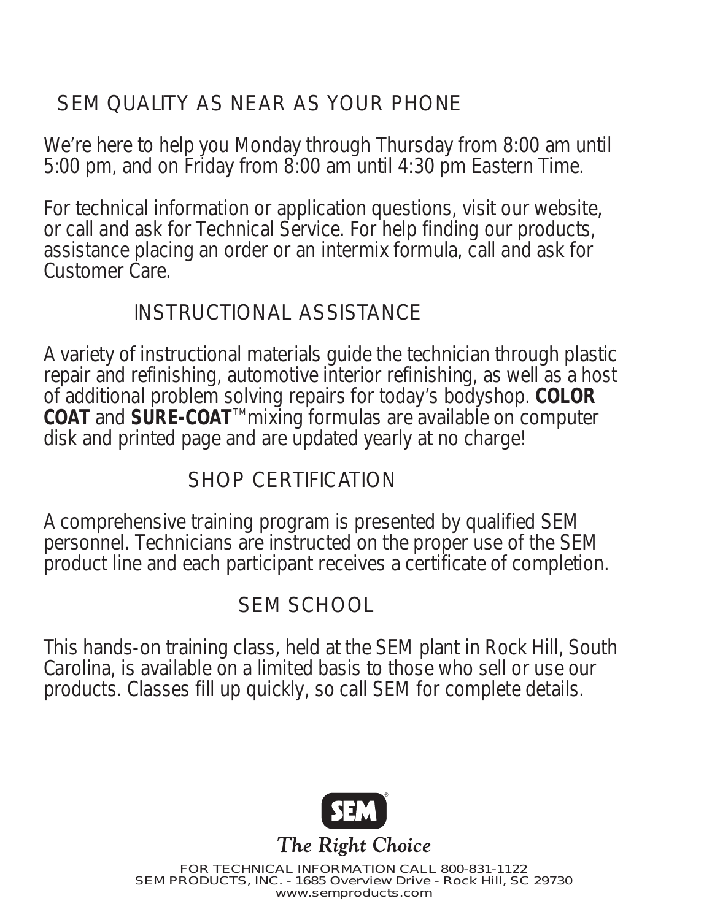## SEM QUALITY AS NEAR AS YOUR PHONE

We're here to help you Monday through Thursday from 8:00 am until 5:00 pm, and on Friday from 8:00 am until 4:30 pm Eastern Time.

For technical information or application questions, visit our website, or call and ask for Technical Service. For help finding our products, assistance placing an order or an intermix formula, call and ask for Customer Care.

## INSTRUCTIONAL ASSISTANCE

A variety of instructional materials guide the technician through plastic repair and refinishing, automotive interior refinishing, as well as a host of additional problem solving repairs for today's bodyshop. **COLOR COAT** and **SURE-COAT**™ mixing formulas are available on computer disk and printed page and are updated yearly at no charge!

## SHOP CERTIFICATION

A comprehensive training program is presented by qualified SEM personnel. Technicians are instructed on the proper use of the SEM product line and each participant receives a certificate of completion.

## SEM SCHOOL

This hands-on training class, held at the SEM plant in Rock Hill, South Carolina, is available on a limited basis to those who sell or use our products. Classes fill up quickly, so call SEM for complete details.

SEM®

*The Right Choice*

FOR TECHNICAL INFORMATION CALL 800-831-1122
SEM PRODUCTS, INC. - 1685 Overview Drive - Rock Hill, SC 29730
www.semproducts.com